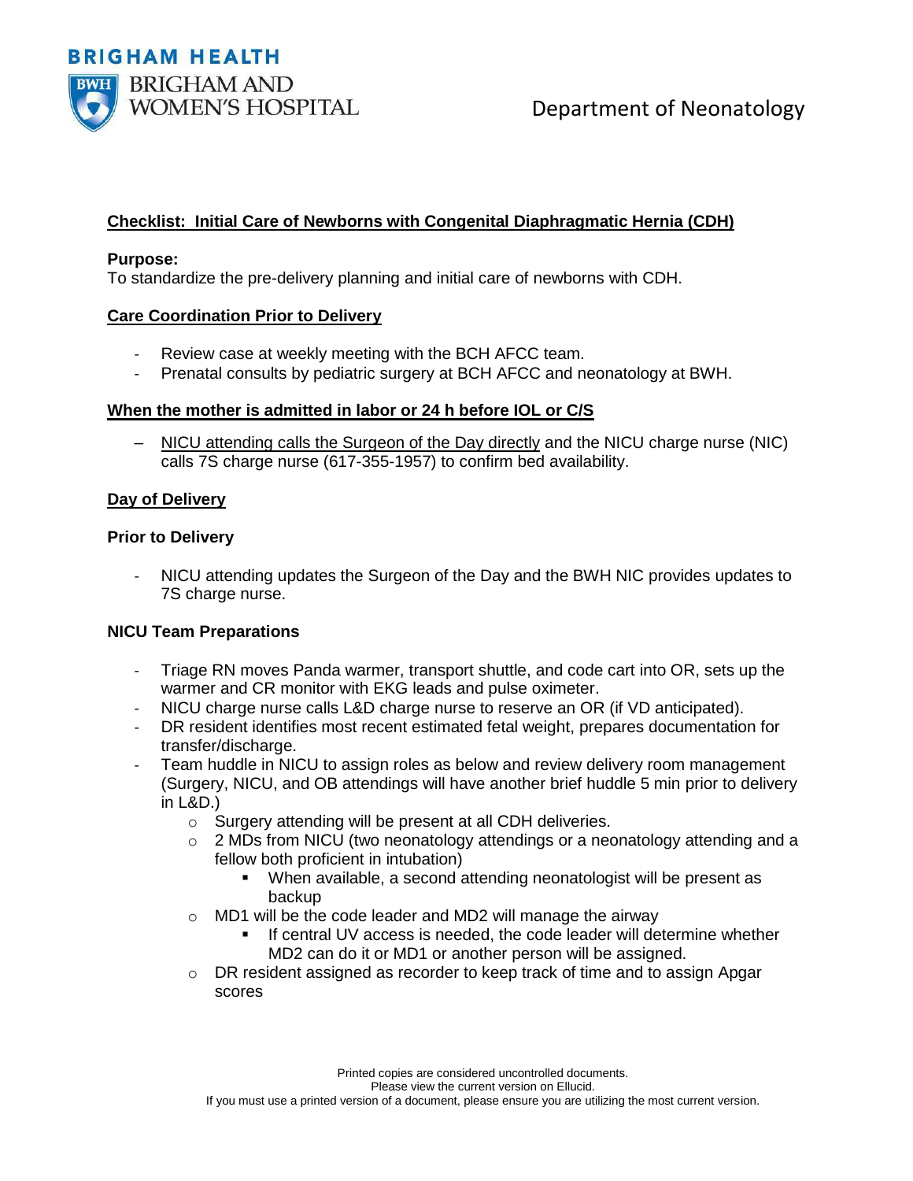Department of Neonatology

## Checklist: Initial Care of Newborns with Congenital Diaphragmatic Hernia (CDH)

**Purpose:**
To standardize the pre-delivery planning and initial care of newborns with CDH.

### Care Coordination Prior to Delivery

- Review case at weekly meeting with the BCH AFCC team.
- Prenatal consults by pediatric surgery at BCH AFCC and neonatology at BWH.

### When the mother is admitted in labor or 24 h before IOL or C/S

- NICU attending calls the Surgeon of the Day directly and the NICU charge nurse (NIC) calls 7S charge nurse (617-355-1957) to confirm bed availability.

### Day of Delivery

**Prior to Delivery**

- NICU attending updates the Surgeon of the Day and the BWH NIC provides updates to 7S charge nurse.

**NICU Team Preparations**

- Triage RN moves Panda warmer, transport shuttle, and code cart into OR, sets up the warmer and CR monitor with EKG leads and pulse oximeter.
- NICU charge nurse calls L&D charge nurse to reserve an OR (if VD anticipated).
- DR resident identifies most recent estimated fetal weight, prepares documentation for transfer/discharge.
- Team huddle in NICU to assign roles as below and review delivery room management (Surgery, NICU, and OB attendings will have another brief huddle 5 min prior to delivery in L&D.)
  - Surgery attending will be present at all CDH deliveries.
  - 2 MDs from NICU (two neonatology attendings or a neonatology attending and a fellow both proficient in intubation)
    - When available, a second attending neonatologist will be present as backup
  - MD1 will be the code leader and MD2 will manage the airway
    - If central UV access is needed, the code leader will determine whether MD2 can do it or MD1 or another person will be assigned.
  - DR resident assigned as recorder to keep track of time and to assign Apgar scores

Printed copies are considered uncontrolled documents.
Please view the current version on Ellucid.
If you must use a printed version of a document, please ensure you are utilizing the most current version.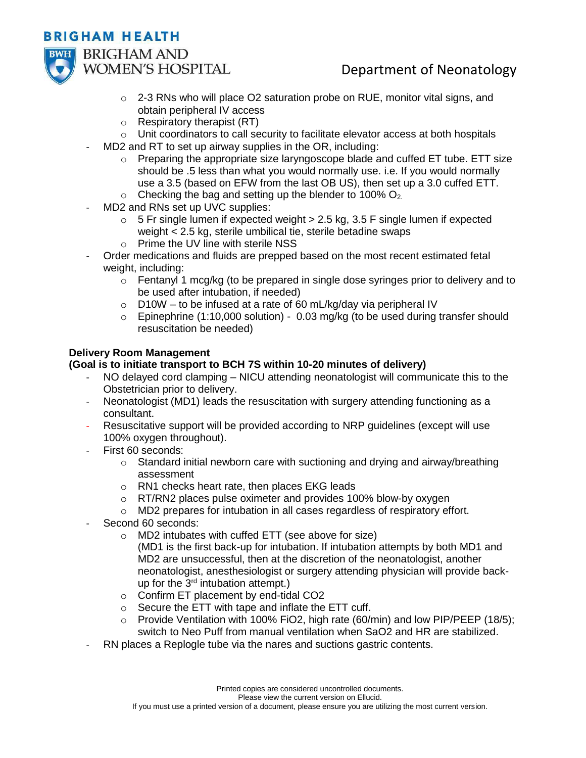- 2-3 RNs who will place O2 saturation probe on RUE, monitor vital signs, and obtain peripheral IV access
  - Respiratory therapist (RT)
  - Unit coordinators to call security to facilitate elevator access at both hospitals
- MD2 and RT to set up airway supplies in the OR, including:
  - Preparing the appropriate size laryngoscope blade and cuffed ET tube. ETT size should be .5 less than what you would normally use. i.e. If you would normally use a 3.5 (based on EFW from the last OB US), then set up a 3.0 cuffed ETT.
  - Checking the bag and setting up the blender to 100% $O_2$.
- MD2 and RNs set up UVC supplies:
  - 5 Fr single lumen if expected weight > 2.5 kg, 3.5 F single lumen if expected weight < 2.5 kg, sterile umbilical tie, sterile betadine swaps
  - Prime the UV line with sterile NSS
- Order medications and fluids are prepped based on the most recent estimated fetal weight, including:
  - Fentanyl 1 mcg/kg (to be prepared in single dose syringes prior to delivery and to be used after intubation, if needed)
  - D10W – to be infused at a rate of 60 mL/kg/day via peripheral IV
  - Epinephrine (1:10,000 solution) - 0.03 mg/kg (to be used during transfer should resuscitation be needed)

**Delivery Room Management**
**(Goal is to initiate transport to BCH 7S within 10-20 minutes of delivery)**

- NO delayed cord clamping – NICU attending neonatologist will communicate this to the Obstetrician prior to delivery.
- Neonatologist (MD1) leads the resuscitation with surgery attending functioning as a consultant.
- Resuscitative support will be provided according to NRP guidelines (except will use 100% oxygen throughout).
- First 60 seconds:
  - Standard initial newborn care with suctioning and drying and airway/breathing assessment
  - RN1 checks heart rate, then places EKG leads
  - RT/RN2 places pulse oximeter and provides 100% blow-by oxygen
  - MD2 prepares for intubation in all cases regardless of respiratory effort.
- Second 60 seconds:
  - MD2 intubates with cuffed ETT (see above for size)
    (MD1 is the first back-up for intubation. If intubation attempts by both MD1 and MD2 are unsuccessful, then at the discretion of the neonatologist, another neonatologist, anesthesiologist or surgery attending physician will provide back-up for the 3rd intubation attempt.)
  - Confirm ET placement by end-tidal CO2
  - Secure the ETT with tape and inflate the ETT cuff.
  - Provide Ventilation with 100% FiO2, high rate (60/min) and low PIP/PEEP (18/5); switch to Neo Puff from manual ventilation when SaO2 and HR are stabilized.
- RN places a Replogle tube via the nares and suctions gastric contents.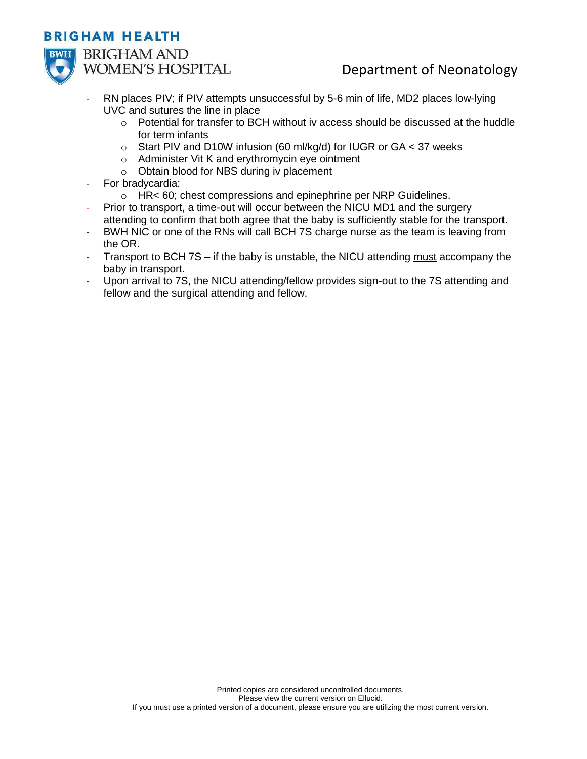- RN places PIV; if PIV attempts unsuccessful by 5-6 min of life, MD2 places low-lying UVC and sutures the line in place
  - Potential for transfer to BCH without iv access should be discussed at the huddle for term infants
  - Start PIV and D10W infusion (60 ml/kg/d) for IUGR or GA < 37 weeks
  - Administer Vit K and erythromycin eye ointment
  - Obtain blood for NBS during iv placement
- For bradycardia:
  - HR< 60; chest compressions and epinephrine per NRP Guidelines.
- Prior to transport, a time-out will occur between the NICU MD1 and the surgery attending to confirm that both agree that the baby is sufficiently stable for the transport.
- BWH NIC or one of the RNs will call BCH 7S charge nurse as the team is leaving from the OR.
- Transport to BCH 7S – if the baby is unstable, the NICU attending <u>must</u> accompany the baby in transport.
- Upon arrival to 7S, the NICU attending/fellow provides sign-out to the 7S attending and fellow and the surgical attending and fellow.